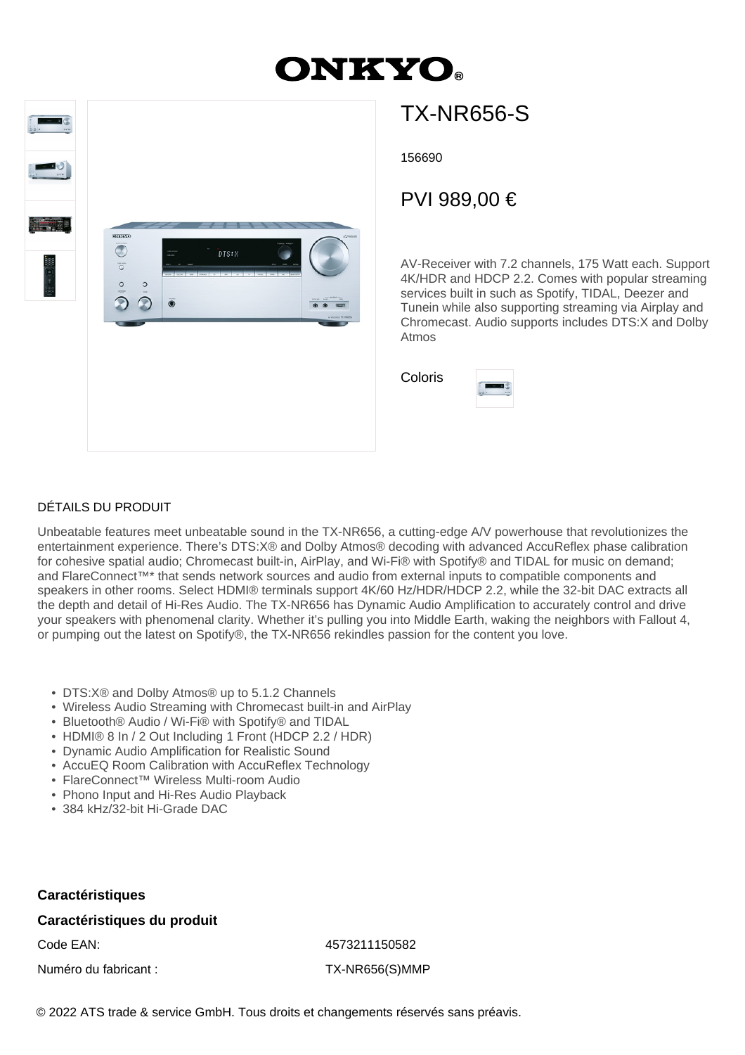# ONKYO

## TX-NR656-S

156690

PVI 989,00 €

AV-Receiver with 7.2 channels, 175 Watt each. Support 4K/HDR and HDCP 2.2. Comes with popular streaming services built in such as Spotify, TIDAL, Deezer and Tunein while also supporting streaming via Airplay and Chromecast. Audio supports includes DTS:X and Dolby Atmos

Coloris

DÉTAILS DU PRODUIT

Unbeatable features meet unbeatable sound in the TX-NR656, a cutting-edge A/V powerhouse that revolutionizes the entertainment experience. There's DTS:X® and Dolby Atmos® decoding with advanced AccuReflex phase calibration for cohesive spatial audio; Chromecast built-in, AirPlay, and Wi-Fi® with Spotify® and TIDAL for music on demand; and FlareConnect™* that sends network sources and audio from external inputs to compatible components and speakers in other rooms. Select HDMI® terminals support 4K/60 Hz/HDR/HDCP 2.2, while the 32-bit DAC extracts all the depth and detail of Hi-Res Audio. The TX-NR656 has Dynamic Audio Amplification to accurately control and drive your speakers with phenomenal clarity. Whether it's pulling you into Middle Earth, waking the neighbors with Fallout 4, or pumping out the latest on Spotify®, the TX-NR656 rekindles passion for the content you love.

- DTS:X® and Dolby Atmos® up to 5.1.2 Channels
- Wireless Audio Streaming with Chromecast built-in and AirPlay
- Bluetooth® Audio / Wi-Fi® with Spotify® and TIDAL
- HDMI® 8 In / 2 Out Including 1 Front (HDCP 2.2 / HDR)
- Dynamic Audio Amplification for Realistic Sound
- AccuEQ Room Calibration with AccuReflex Technology
- FlareConnect™ Wireless Multi-room Audio
- Phono Input and Hi-Res Audio Playback
- 384 kHz/32-bit Hi-Grade DAC

**Caractéristiques**

**Caractéristiques du produit**

| | |
|---|---|
| Code EAN: | 4573211150582 |
| Numéro du fabricant : | TX-NR656(S)MMP |

© 2022 ATS trade & service GmbH. Tous droits et changements réservés sans préavis.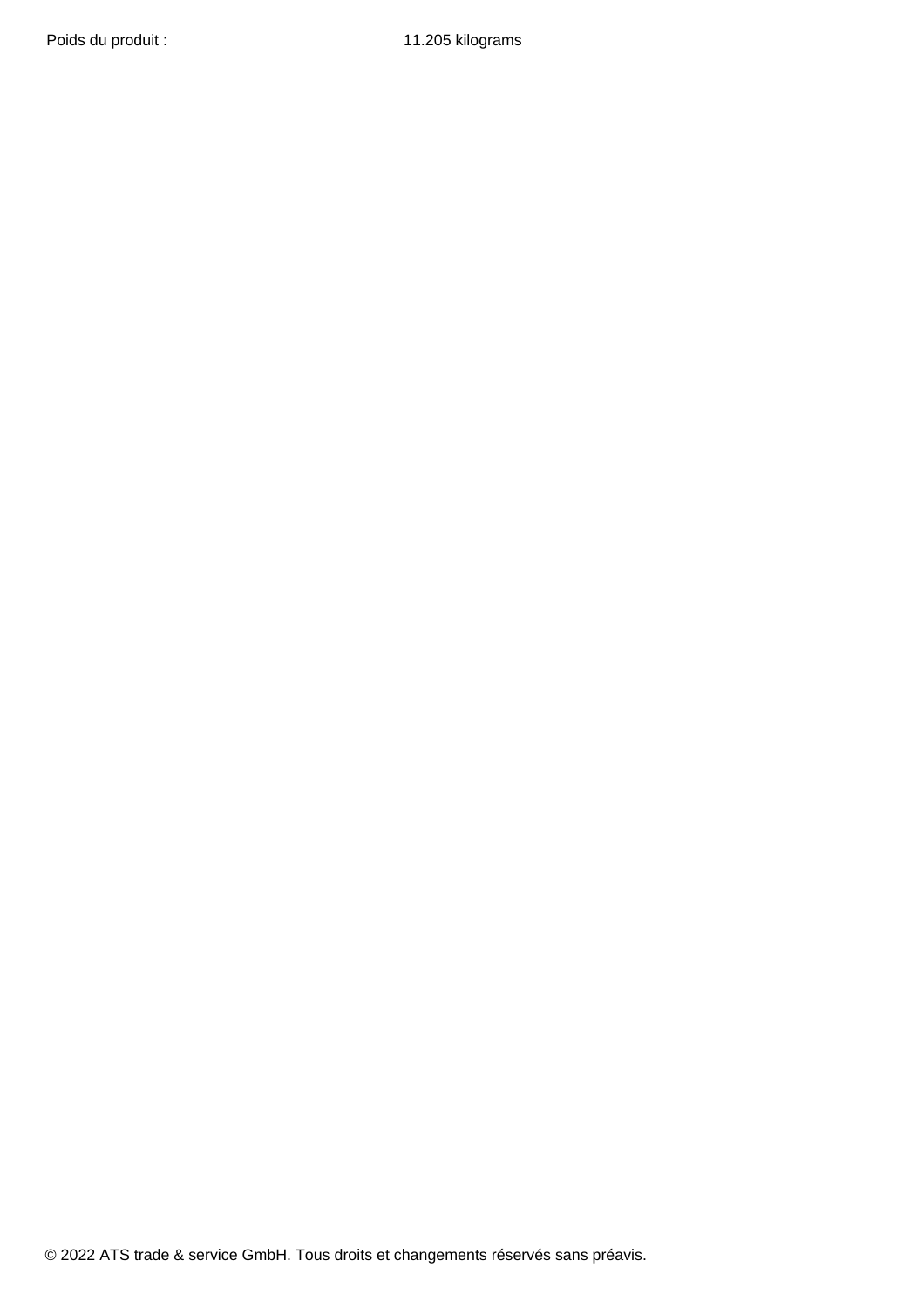| | |
|---|---|
| Poids du produit : | 11.205 kilograms |

© 2022 ATS trade & service GmbH. Tous droits et changements réservés sans préavis.